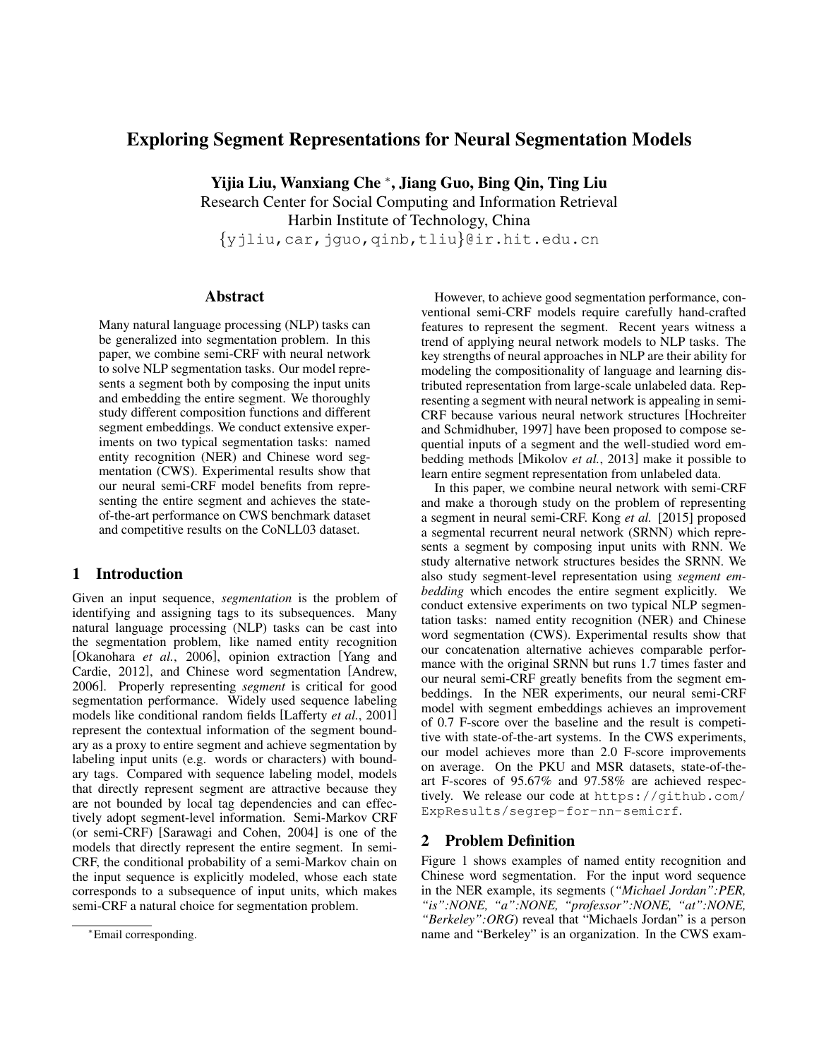# Exploring Segment Representations for Neural Segmentation Models

**Yijia Liu, Wanxiang Che [*], Jiang Guo, Bing Qin, Ting Liu**

Research Center for Social Computing and Information Retrieval
Harbin Institute of Technology, China
{yjliu,car,jguo,qinb,tliu}@ir.hit.edu.cn

## Abstract

Many natural language processing (NLP) tasks can be generalized into segmentation problem. In this paper, we combine semi-CRF with neural network to solve NLP segmentation tasks. Our model represents a segment both by composing the input units and embedding the entire segment. We thoroughly study different composition functions and different segment embeddings. We conduct extensive experiments on two typical segmentation tasks: named entity recognition (NER) and Chinese word segmentation (CWS). Experimental results show that our neural semi-CRF model benefits from representing the entire segment and achieves the state-of-the-art performance on CWS benchmark dataset and competitive results on the CoNLL03 dataset.

## 1 Introduction

Given an input sequence, *segmentation* is the problem of identifying and assigning tags to its subsequences. Many natural language processing (NLP) tasks can be cast into the segmentation problem, like named entity recognition [Okanohara *et al.*, 2006], opinion extraction [Yang and Cardie, 2012], and Chinese word segmentation [Andrew, 2006]. Properly representing *segment* is critical for good segmentation performance. Widely used sequence labeling models like conditional random fields [Lafferty *et al.*, 2001] represent the contextual information of the segment boundary as a proxy to entire segment and achieve segmentation by labeling input units (e.g. words or characters) with boundary tags. Compared with sequence labeling model, models that directly represent segment are attractive because they are not bounded by local tag dependencies and can effectively adopt segment-level information. Semi-Markov CRF (or semi-CRF) [Sarawagi and Cohen, 2004] is one of the models that directly represent the entire segment. In semi-CRF, the conditional probability of a semi-Markov chain on the input sequence is explicitly modeled, whose each state corresponds to a subsequence of input units, which makes semi-CRF a natural choice for segmentation problem.

However, to achieve good segmentation performance, conventional semi-CRF models require carefully hand-crafted features to represent the segment. Recent years witness a trend of applying neural network models to NLP tasks. The key strengths of neural approaches in NLP are their ability for modeling the compositionality of language and learning distributed representation from large-scale unlabeled data. Representing a segment with neural network is appealing in semi-CRF because various neural network structures [Hochreiter and Schmidhuber, 1997] have been proposed to compose sequential inputs of a segment and the well-studied word embedding methods [Mikolov *et al.*, 2013] make it possible to learn entire segment representation from unlabeled data.

In this paper, we combine neural network with semi-CRF and make a thorough study on the problem of representing a segment in neural semi-CRF. Kong *et al.* [2015] proposed a segmental recurrent neural network (SRNN) which represents a segment by composing input units with RNN. We study alternative network structures besides the SRNN. We also study segment-level representation using *segment embedding* which encodes the entire segment explicitly. We conduct extensive experiments on two typical NLP segmentation tasks: named entity recognition (NER) and Chinese word segmentation (CWS). Experimental results show that our concatenation alternative achieves comparable performance with the original SRNN but runs 1.7 times faster and our neural semi-CRF greatly benefits from the segment embeddings. In the NER experiments, our neural semi-CRF model with segment embeddings achieves an improvement of 0.7 F-score over the baseline and the result is competitive with state-of-the-art systems. In the CWS experiments, our model achieves more than 2.0 F-score improvements on average. On the PKU and MSR datasets, state-of-the-art F-scores of 95.67% and 97.58% are achieved respectively. We release our code at https://github.com/ExpResults/segrep-for-nn-semicrf.

## 2 Problem Definition

Figure 1 shows examples of named entity recognition and Chinese word segmentation. For the input word sequence in the NER example, its segments (*"Michael Jordan":PER, "is":NONE, "a":NONE, "professor":NONE, "at":NONE, "Berkeley":ORG*) reveal that "Michaels Jordan" is a person name and "Berkeley" is an organization. In the CWS exam-

[*] Email corresponding.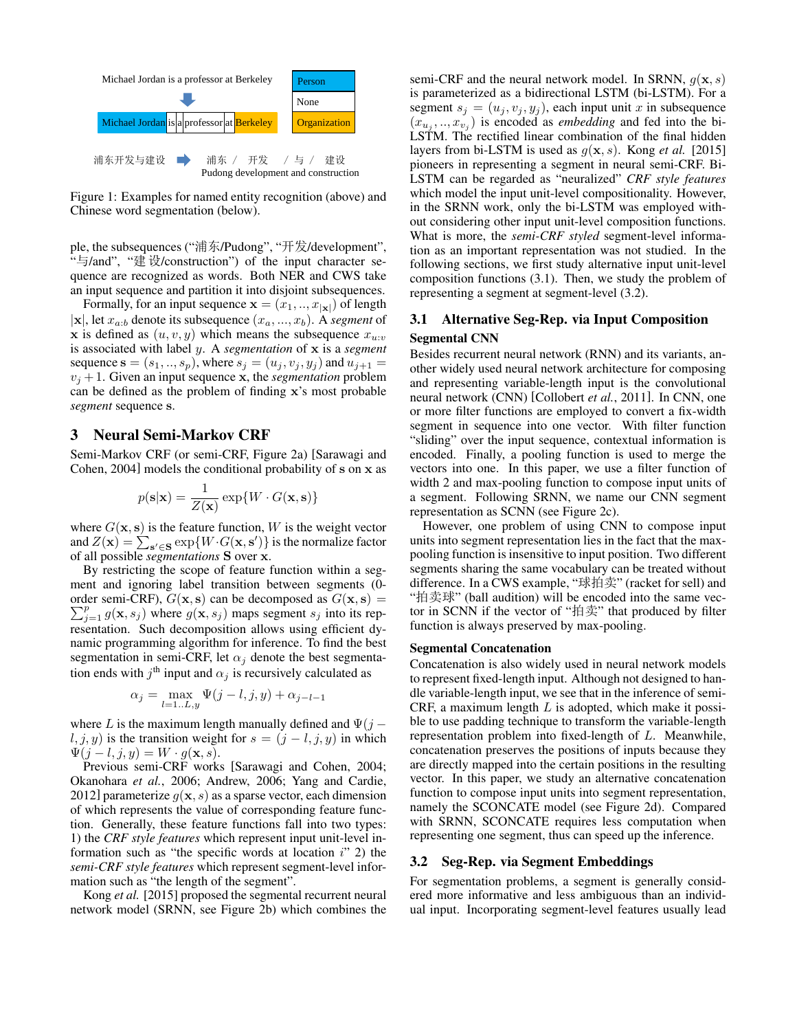Michael Jordan is a professor at Berkeley

Michael Jordan | is | a | professor | at | Berkeley

Person / None / Organization

浦东开发与建设 ➡ 浦东 / 开发 / 与 / 建设

Pudong development and construction

Figure 1: Examples for named entity recognition (above) and Chinese word segmentation (below).

ple, the subsequences ("浦东/Pudong", "开发/development", "与/and", "建设/construction") of the input character sequence are recognized as words. Both NER and CWS take an input sequence and partition it into disjoint subsequences.

Formally, for an input sequence $\mathbf{x} = (x_1, .., x_{|\mathbf{x}|})$ of length $|\mathbf{x}|$, let $x_{a:b}$ denote its subsequence $(x_a, ..., x_b)$. A *segment* of $\mathbf{x}$ is defined as $(u, v, y)$ which means the subsequence $x_{u:v}$ is associated with label $y$. A *segmentation* of $\mathbf{x}$ is a *segment* sequence $\mathbf{s} = (s_1, .., s_p)$, where $s_j = (u_j, v_j, y_j)$ and $u_{j+1} = v_j + 1$. Given an input sequence $\mathbf{x}$, the *segmentation* problem can be defined as the problem of finding $\mathbf{x}$'s most probable *segment* sequence $\mathbf{s}$.

## 3 Neural Semi-Markov CRF

Semi-Markov CRF (or semi-CRF, Figure 2a) [Sarawagi and Cohen, 2004] models the conditional probability of $\mathbf{s}$ on $\mathbf{x}$ as

$$p(\mathbf{s}|\mathbf{x}) = \frac{1}{Z(\mathbf{x})} \exp\{W \cdot G(\mathbf{x}, \mathbf{s})\}$$

where $G(\mathbf{x}, \mathbf{s})$ is the feature function, $W$ is the weight vector and $Z(\mathbf{x}) = \sum_{\mathbf{s}' \in \mathbf{S}} \exp\{W \cdot G(\mathbf{x}, \mathbf{s}')\}$ is the normalize factor of all possible *segmentations* $\mathbf{S}$ over $\mathbf{x}$.

By restricting the scope of feature function within a segment and ignoring label transition between segments (0-order semi-CRF), $G(\mathbf{x}, \mathbf{s})$ can be decomposed as $G(\mathbf{x}, \mathbf{s}) = \sum_{j=1}^{p} g(\mathbf{x}, s_j)$ where $g(\mathbf{x}, s_j)$ maps segment $s_j$ into its representation. Such decomposition allows using efficient dynamic programming algorithm for inference. To find the best segmentation in semi-CRF, let $\alpha_j$ denote the best segmentation ends with $j^{\text{th}}$ input and $\alpha_j$ is recursively calculated as

$$\alpha_j = \max_{l=1..L, y} \Psi(j - l, j, y) + \alpha_{j-l-1}$$

where $L$ is the maximum length manually defined and $\Psi(j - l, j, y)$ is the transition weight for $s = (j - l, j, y)$ in which $\Psi(j - l, j, y) = W \cdot g(\mathbf{x}, s)$.

Previous semi-CRF works [Sarawagi and Cohen, 2004; Okanohara *et al.*, 2006; Andrew, 2006; Yang and Cardie, 2012] parameterize $g(\mathbf{x}, s)$ as a sparse vector, each dimension of which represents the value of corresponding feature function. Generally, these feature functions fall into two types: 1) the *CRF style features* which represent input unit-level information such as "the specific words at location $i$" 2) the *semi-CRF style features* which represent segment-level information such as "the length of the segment".

Kong *et al.* [2015] proposed the segmental recurrent neural network model (SRNN, see Figure 2b) which combines the semi-CRF and the neural network model. In SRNN, $g(\mathbf{x}, s)$ is parameterized as a bidirectional LSTM (bi-LSTM). For a segment $s_j = (u_j, v_j, y_j)$, each input unit $x$ in subsequence $(x_{u_j}, .., x_{v_j})$ is encoded as *embedding* and fed into the bi-LSTM. The rectified linear combination of the final hidden layers from bi-LSTM is used as $g(\mathbf{x}, s)$. Kong *et al.* [2015] pioneers in representing a segment in neural semi-CRF. Bi-LSTM can be regarded as "neuralized" *CRF style features* which model the input unit-level compositionality. However, in the SRNN work, only the bi-LSTM was employed without considering other input unit-level composition functions. What is more, the ***semi-CRF styled*** segment-level information as an important representation was not studied. In the following sections, we first study alternative input unit-level composition functions (3.1). Then, we study the problem of representing a segment at segment-level (3.2).

### 3.1 Alternative Seg-Rep. via Input Composition

**Segmental CNN**

Besides recurrent neural network (RNN) and its variants, another widely used neural network architecture for composing and representing variable-length input is the convolutional neural network (CNN) [Collobert *et al.*, 2011]. In CNN, one or more filter functions are employed to convert a fix-width segment in sequence into one vector. With filter function "sliding" over the input sequence, contextual information is encoded. Finally, a pooling function is used to merge the vectors into one. In this paper, we use a filter function of width 2 and max-pooling function to compose input units of a segment. Following SRNN, we name our CNN segment representation as SCNN (see Figure 2c).

However, one problem of using CNN to compose input units into segment representation lies in the fact that the max-pooling function is insensitive to input position. Two different segments sharing the same vocabulary can be treated without difference. In a CWS example, "球拍卖" (racket for sell) and "拍卖球" (ball audition) will be encoded into the same vector in SCNN if the vector of "拍卖" that produced by filter function is always preserved by max-pooling.

**Segmental Concatenation**

Concatenation is also widely used in neural network models to represent fixed-length input. Although not designed to handle variable-length input, we see that in the inference of semi-CRF, a maximum length $L$ is adopted, which make it possible to use padding technique to transform the variable-length representation problem into fixed-length of $L$. Meanwhile, concatenation preserves the positions of inputs because they are directly mapped into the certain positions in the resulting vector. In this paper, we study an alternative concatenation function to compose input units into segment representation, namely the SCONCATE model (see Figure 2d). Compared with SRNN, SCONCATE requires less computation when representing one segment, thus can speed up the inference.

### 3.2 Seg-Rep. via Segment Embeddings

For segmentation problems, a segment is generally considered more informative and less ambiguous than an individual input. Incorporating segment-level features usually lead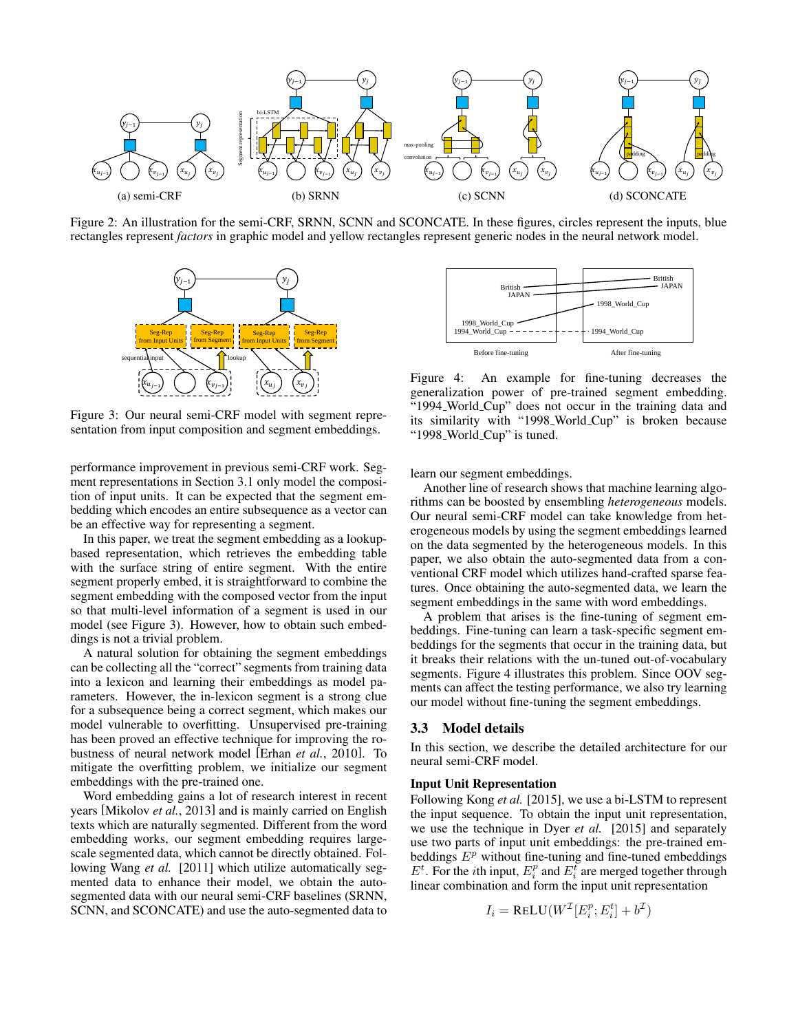Figure 2: An illustration for the semi-CRF, SRNN, SCNN and SCONCATE. In these figures, circles represent the inputs, blue rectangles represent *factors* in graphic model and yellow rectangles represent generic nodes in the neural network model.

Figure 3: Our neural semi-CRF model with segment representation from input composition and segment embeddings.

Figure 4: An example for fine-tuning decreases the generalization power of pre-trained segment embedding. "1994_World_Cup" does not occur in the training data and its similarity with "1998_World_Cup" is broken because "1998_World_Cup" is tuned.

performance improvement in previous semi-CRF work. Segment representations in Section 3.1 only model the composition of input units. It can be expected that the segment embedding which encodes an entire subsequence as a vector can be an effective way for representing a segment.

In this paper, we treat the segment embedding as a lookup-based representation, which retrieves the embedding table with the surface string of entire segment. With the entire segment properly embed, it is straightforward to combine the segment embedding with the composed vector from the input so that multi-level information of a segment is used in our model (see Figure 3). However, how to obtain such embeddings is not a trivial problem.

A natural solution for obtaining the segment embeddings can be collecting all the "correct" segments from training data into a lexicon and learning their embeddings as model parameters. However, the in-lexicon segment is a strong clue for a subsequence being a correct segment, which makes our model vulnerable to overfitting. Unsupervised pre-training has been proved an effective technique for improving the robustness of neural network model [Erhan *et al.*, 2010]. To mitigate the overfitting problem, we initialize our segment embeddings with the pre-trained one.

Word embedding gains a lot of research interest in recent years [Mikolov *et al.*, 2013] and is mainly carried on English texts which are naturally segmented. Different from the word embedding works, our segment embedding requires large-scale segmented data, which cannot be directly obtained. Following Wang *et al.* [2011] which utilize automatically segmented data to enhance their model, we obtain the auto-segmented data with our neural semi-CRF baselines (SRNN, SCNN, and SCONCATE) and use the auto-segmented data to learn our segment embeddings.

Another line of research shows that machine learning algorithms can be boosted by ensembling *heterogeneous* models. Our neural semi-CRF model can take knowledge from heterogeneous models by using the segment embeddings learned on the data segmented by the heterogeneous models. In this paper, we also obtain the auto-segmented data from a conventional CRF model which utilizes hand-crafted sparse features. Once obtaining the auto-segmented data, we learn the segment embeddings in the same with word embeddings.

A problem that arises is the fine-tuning of segment embeddings. Fine-tuning can learn a task-specific segment embeddings for the segments that occur in the training data, but it breaks their relations with the un-tuned out-of-vocabulary segments. Figure 4 illustrates this problem. Since OOV segments can affect the testing performance, we also try learning our model without fine-tuning the segment embeddings.

## 3.3 Model details

In this section, we describe the detailed architecture for our neural semi-CRF model.

**Input Unit Representation**

Following Kong *et al.* [2015], we use a bi-LSTM to represent the input sequence. To obtain the input unit representation, we use the technique in Dyer *et al.* [2015] and separately use two parts of input unit embeddings: the pre-trained embeddings $E^p$ without fine-tuning and fine-tuned embeddings $E^t$. For the $i$th input, $E^p_i$ and $E^t_i$ are merged together through linear combination and form the input unit representation

$$I_i = \text{ReLU}(W^{\mathcal{I}}[E^p_i; E^t_i] + b^{\mathcal{I}})$$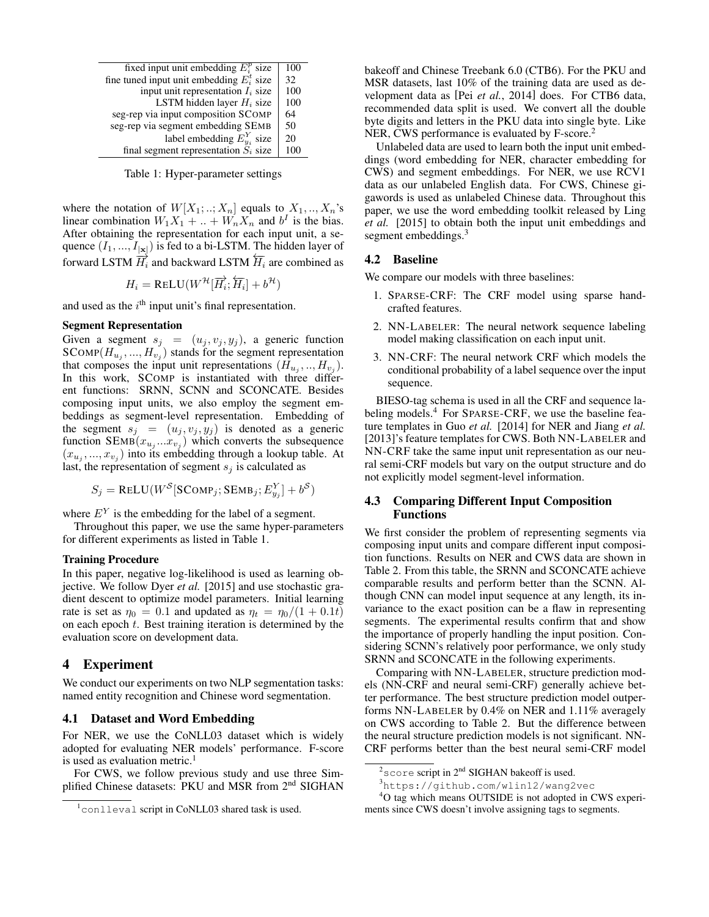| | |
|---|---|
| fixed input unit embedding $E^p_i$ size | 100 |
| fine tuned input unit embedding $E^t_i$ size | 32 |
| input unit representation $I_i$ size | 100 |
| LSTM hidden layer $H_i$ size | 100 |
| seg-rep via input composition SCOMP | 64 |
| seg-rep via segment embedding SEMB | 50 |
| label embedding $E^Y_{y_i}$ size | 20 |
| final segment representation $S_i$ size | 100 |

Table 1: Hyper-parameter settings

where the notation of $W[X_1; ..; X_n]$ equals to $X_1, .., X_n$'s linear combination $W_1X_1 + .. + W_nX_n$ and $b^I$ is the bias. After obtaining the representation for each input unit, a sequence $(I_1, ..., I_{|\mathbf{x}|})$ is fed to a bi-LSTM. The hidden layer of forward LSTM $\overrightarrow{H_i}$ and backward LSTM $\overleftarrow{H_i}$ are combined as

$$H_i = \text{ReLU}(W^{\mathcal{H}}[\overrightarrow{H_i}; \overleftarrow{H_i}] + b^{\mathcal{H}})$$

and used as the $i^{\text{th}}$ input unit's final representation.

**Segment Representation**

Given a segment $s_j = (u_j, v_j, y_j)$, a generic function $\text{SCOMP}(H_{u_j}, ..., H_{v_j})$ stands for the segment representation that composes the input unit representations $(H_{u_j}, .., H_{v_j})$. In this work, SCOMP is instantiated with three different functions: SRNN, SCNN and SCONCATE. Besides composing input units, we also employ the segment embeddings as segment-level representation. Embedding of the segment $s_j = (u_j, v_j, y_j)$ is denoted as a generic function $\text{SEMB}(x_{u_j}...x_{v_j})$ which converts the subsequence $(x_{u_j}, ..., x_{v_j})$ into its embedding through a lookup table. At last, the representation of segment $s_j$ is calculated as

$$S_j = \text{ReLU}(W^{\mathcal{S}}[\text{SCOMP}_j; \text{SEMB}_j; E^Y_{y_j}] + b^{\mathcal{S}})$$

where $E^Y$ is the embedding for the label of a segment.

Throughout this paper, we use the same hyper-parameters for different experiments as listed in Table 1.

**Training Procedure**

In this paper, negative log-likelihood is used as learning objective. We follow Dyer *et al.* [2015] and use stochastic gradient descent to optimize model parameters. Initial learning rate is set as $\eta_0 = 0.1$ and updated as $\eta_t = \eta_0/(1 + 0.1t)$ on each epoch $t$. Best training iteration is determined by the evaluation score on development data.

# 4 Experiment

We conduct our experiments on two NLP segmentation tasks: named entity recognition and Chinese word segmentation.

## 4.1 Dataset and Word Embedding

For NER, we use the CoNLL03 dataset which is widely adopted for evaluating NER models' performance. F-score is used as evaluation metric.[1]

For CWS, we follow previous study and use three Simplified Chinese datasets: PKU and MSR from 2nd SIGHAN bakeoff and Chinese Treebank 6.0 (CTB6). For the PKU and MSR datasets, last 10% of the training data are used as development data as [Pei *et al.*, 2014] does. For CTB6 data, recommended data split is used. We convert all the double byte digits and letters in the PKU data into single byte. Like NER, CWS performance is evaluated by F-score.[2]

Unlabeled data are used to learn both the input unit embeddings (word embedding for NER, character embedding for CWS) and segment embeddings. For NER, we use RCV1 data as our unlabeled English data. For CWS, Chinese gigawords is used as unlabeled Chinese data. Throughout this paper, we use the word embedding toolkit released by Ling *et al.* [2015] to obtain both the input unit embeddings and segment embeddings.[3]

## 4.2 Baseline

We compare our models with three baselines:

1. SPARSE-CRF: The CRF model using sparse hand-crafted features.
2. NN-LABELER: The neural network sequence labeling model making classification on each input unit.
3. NN-CRF: The neural network CRF which models the conditional probability of a label sequence over the input sequence.

BIESO-tag schema is used in all the CRF and sequence labeling models.[4] For SPARSE-CRF, we use the baseline feature templates in Guo *et al.* [2014] for NER and Jiang *et al.* [2013]'s feature templates for CWS. Both NN-LABELER and NN-CRF take the same input unit representation as our neural semi-CRF models but vary on the output structure and do not explicitly model segment-level information.

## 4.3 Comparing Different Input Composition Functions

We first consider the problem of representing segments via composing input units and compare different input composition functions. Results on NER and CWS data are shown in Table 2. From this table, the SRNN and SCONCATE achieve comparable results and perform better than the SCNN. Although CNN can model input sequence at any length, its invariance to the exact position can be a flaw in representing segments. The experimental results confirm that and show the importance of properly handling the input position. Considering SCNN's relatively poor performance, we only study SRNN and SCONCATE in the following experiments.

Comparing with NN-LABELER, structure prediction models (NN-CRF and neural semi-CRF) generally achieve better performance. The best structure prediction model outperforms NN-LABELER by 0.4% on NER and 1.11% averagely on CWS according to Table 2. But the difference between the neural structure prediction models is not significant. NN-CRF performs better than the best neural semi-CRF model

[1] `conlleval` script in CoNLL03 shared task is used.

[2] `score` script in 2nd SIGHAN bakeoff is used.

[3] `https://github.com/wlin12/wang2vec`

[4] O tag which means OUTSIDE is not adopted in CWS experiments since CWS doesn't involve assigning tags to segments.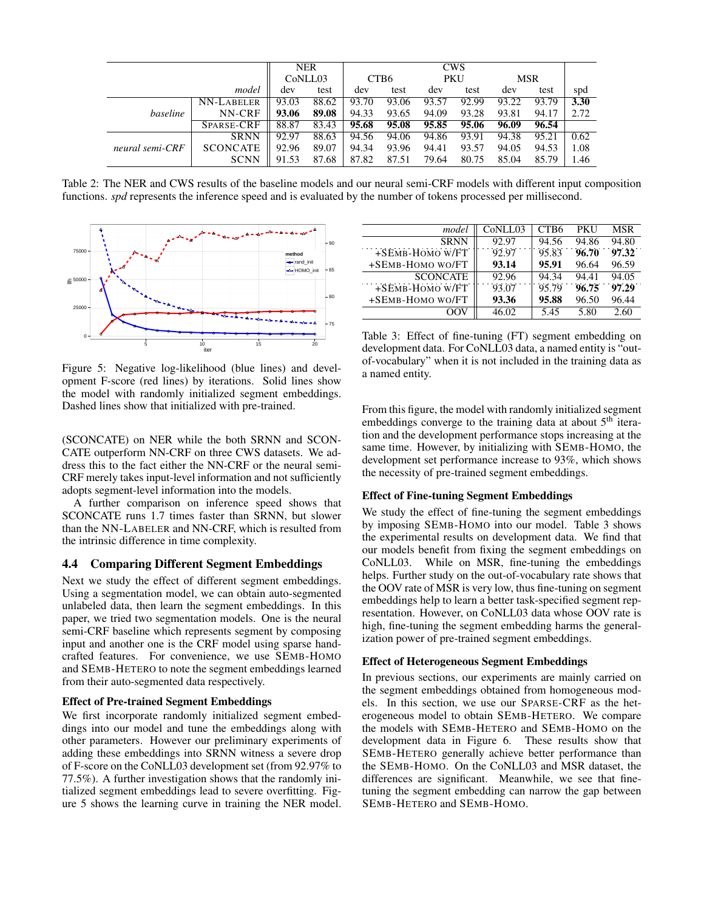| | model | NER CoNLL03 dev | NER CoNLL03 test | CWS CTB6 dev | CWS CTB6 test | CWS PKU dev | CWS PKU test | CWS MSR dev | CWS MSR test | spd |
|---|---|---|---|---|---|---|---|---|---|---|
| *baseline* | NN-LABELER | 93.03 | 88.62 | 93.70 | 93.06 | 93.57 | 92.99 | 93.22 | 93.79 | **3.30** |
| | NN-CRF | **93.06** | **89.08** | 94.33 | 93.65 | 94.09 | 93.28 | 93.81 | 94.17 | 2.72 |
| | SPARSE-CRF | 88.87 | 83.43 | **95.68** | **95.08** | **95.85** | **95.06** | **96.09** | **96.54** | |
| *neural semi-CRF* | SRNN | 92.97 | 88.63 | 94.56 | 94.06 | 94.86 | 93.91 | 94.38 | 95.21 | 0.62 |
| | SCONCATE | 92.96 | 89.07 | 94.34 | 93.96 | 94.41 | 93.57 | 94.05 | 94.53 | 1.08 |
| | SCNN | 91.53 | 87.68 | 87.82 | 87.51 | 79.64 | 80.75 | 85.04 | 85.79 | 1.46 |

Table 2: The NER and CWS results of the baseline models and our neural semi-CRF models with different input composition functions. *spd* represents the inference speed and is evaluated by the number of tokens processed per millisecond.

Figure 5: Negative log-likelihood (blue lines) and development F-score (red lines) by iterations. Solid lines show the model with randomly initialized segment embeddings. Dashed lines show that initialized with pre-trained.

(SCONCATE) on NER while the both SRNN and SCONCATE outperform NN-CRF on three CWS datasets. We address this to the fact either the NN-CRF or the neural semi-CRF merely takes input-level information and not sufficiently adopts segment-level information into the models.

A further comparison on inference speed shows that SCONCATE runs 1.7 times faster than SRNN, but slower than the NN-LABELER and NN-CRF, which is resulted from the intrinsic difference in time complexity.

## 4.4 Comparing Different Segment Embeddings

Next we study the effect of different segment embeddings. Using a segmentation model, we can obtain auto-segmented unlabeled data, then learn the segment embeddings. In this paper, we tried two segmentation models. One is the neural semi-CRF baseline which represents segment by composing input and another one is the CRF model using sparse hand-crafted features. For convenience, we use SEMB-HOMO and SEMB-HETERO to note the segment embeddings learned from their auto-segmented data respectively.

### Effect of Pre-trained Segment Embeddings

We first incorporate randomly initialized segment embeddings into our model and tune the embeddings along with other parameters. However our preliminary experiments of adding these embeddings into SRNN witness a severe drop of F-score on the CoNLL03 development set (from 92.97% to 77.5%). A further investigation shows that the randomly initialized segment embeddings lead to severe overfitting. Figure 5 shows the learning curve in training the NER model. From this figure, the model with randomly initialized segment embeddings converge to the training data at about 5th iteration and the development performance stops increasing at the same time. However, by initializing with SEMB-HOMO, the development set performance increase to 93%, which shows the necessity of pre-trained segment embeddings.

| model | CoNLL03 | CTB6 | PKU | MSR |
|---|---|---|---|---|
| SRNN | 92.97 | 94.56 | 94.86 | 94.80 |
| +SEMB-HOMO W/FT | 92.97 | 95.83 | **96.70** | **97.32** |
| +SEMB-HOMO WO/FT | **93.14** | **95.91** | 96.64 | 96.59 |
| SCONCATE | 92.96 | 94.34 | 94.41 | 94.05 |
| +SEMB-HOMO W/FT | 93.07 | 95.79 | **96.75** | **97.29** |
| +SEMB-HOMO WO/FT | **93.36** | **95.88** | 96.50 | 96.44 |
| OOV | 46.02 | 5.45 | 5.80 | 2.60 |

Table 3: Effect of fine-tuning (FT) segment embedding on development data. For CoNLL03 data, a named entity is "out-of-vocabulary" when it is not included in the training data as a named entity.

### Effect of Fine-tuning Segment Embeddings

We study the effect of fine-tuning the segment embeddings by imposing SEMB-HOMO into our model. Table 3 shows the experimental results on development data. We find that our models benefit from fixing the segment embeddings on CoNLL03. While on MSR, fine-tuning the embeddings helps. Further study on the out-of-vocabulary rate shows that the OOV rate of MSR is very low, thus fine-tuning on segment embeddings help to learn a better task-specified segment representation. However, on CoNLL03 data whose OOV rate is high, fine-tuning the segment embedding harms the generalization power of pre-trained segment embeddings.

### Effect of Heterogeneous Segment Embeddings

In previous sections, our experiments are mainly carried on the segment embeddings obtained from homogeneous models. In this section, we use our SPARSE-CRF as the heterogeneous model to obtain SEMB-HETERO. We compare the models with SEMB-HETERO and SEMB-HOMO on the development data in Figure 6. These results show that SEMB-HETERO generally achieve better performance than the SEMB-HOMO. On the CoNLL03 and MSR dataset, the differences are significant. Meanwhile, we see that fine-tuning the segment embedding can narrow the gap between SEMB-HETERO and SEMB-HOMO.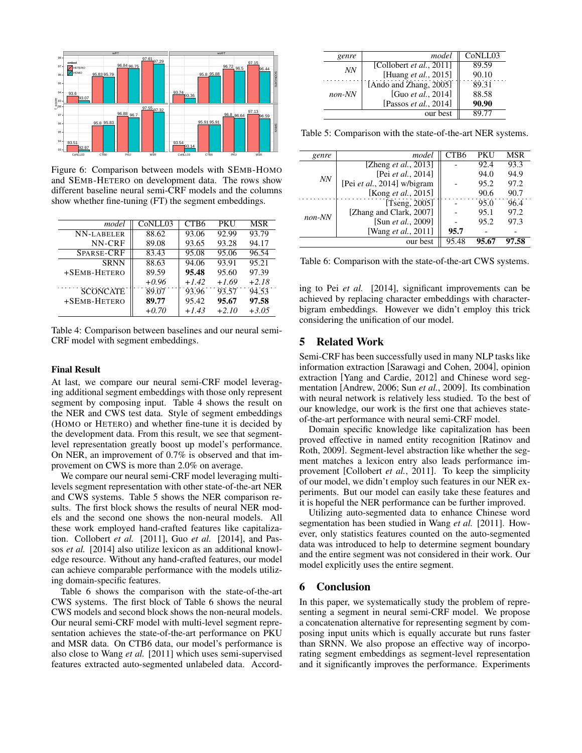Figure 6: Comparison between models with SEMB-HOMO and SEMB-HETERO on development data. The rows show different baseline neural semi-CRF models and the columns show whether fine-tuning (FT) the segment embeddings.

| model | CoNLL03 | CTB6 | PKU | MSR |
|---|---|---|---|---|
| NN-LABELER | 88.62 | 93.06 | 92.99 | 93.79 |
| NN-CRF | 89.08 | 93.65 | 93.28 | 94.17 |
| SPARSE-CRF | 83.43 | 95.08 | 95.06 | 96.54 |
| SRNN | 88.63 | 94.06 | 93.91 | 95.21 |
| +SEMB-HETERO | 89.59 | **95.48** | 95.60 | 97.39 |
| | *+0.96* | *+1.42* | *+1.69* | *+2.18* |
| SCONCATE | 89.07 | 93.96 | 93.57 | 94.53 |
| +SEMB-HETERO | **89.77** | 95.42 | **95.67** | **97.58** |
| | *+0.70* | *+1.43* | *+2.10* | *+3.05* |

Table 4: Comparison between baselines and our neural semi-CRF model with segment embeddings.

#### Final Result

At last, we compare our neural semi-CRF model leveraging additional segment embeddings with those only represent segment by composing input. Table 4 shows the result on the NER and CWS test data. Style of segment embeddings (HOMO or HETERO) and whether fine-tune it is decided by the development data. From this result, we see that segment-level representation greatly boost up model's performance. On NER, an improvement of 0.7% is observed and that improvement on CWS is more than 2.0% on average.

We compare our neural semi-CRF model leveraging multi-levels segment representation with other state-of-the-art NER and CWS systems. Table 5 shows the NER comparison results. The first block shows the results of neural NER models and the second one shows the non-neural models. All these work employed hand-crafted features like capitalization. Collobert *et al.* [2011], Guo *et al.* [2014], and Passos *et al.* [2014] also utilize lexicon as an additional knowledge resource. Without any hand-crafted features, our model can achieve comparable performance with the models utilizing domain-specific features.

Table 6 shows the comparison with the state-of-the-art CWS systems. The first block of Table 6 shows the neural CWS models and second block shows the non-neural models. Our neural semi-CRF model with multi-level segment representation achieves the state-of-the-art performance on PKU and MSR data. On CTB6 data, our model's performance is also close to Wang *et al.* [2011] which uses semi-supervised features extracted auto-segmented unlabeled data. According to Pei *et al.* [2014], significant improvements can be achieved by replacing character embeddings with character-bigram embeddings. However we didn't employ this trick considering the unification of our model.

| genre | model | CoNLL03 |
|---|---|---|
| *NN* | [Collobert *et al.*, 2011] | 89.59 |
| | [Huang *et al.*, 2015] | 90.10 |
| *non-NN* | [Ando and Zhang, 2005] | 89.31 |
| | [Guo *et al.*, 2014] | 88.58 |
| | [Passos *et al.*, 2014] | **90.90** |
| | our best | 89.77 |

Table 5: Comparison with the state-of-the-art NER systems.

| genre | model | CTB6 | PKU | MSR |
|---|---|---|---|---|
| *NN* | [Zheng *et al.*, 2013] | - | 92.4 | 93.3 |
| | [Pei *et al.*, 2014] | | 94.0 | 94.9 |
| | [Pei *et al.*, 2014] w/bigram | - | 95.2 | 97.2 |
| | [Kong *et al.*, 2015] | | 90.6 | 90.7 |
| *non-NN* | [Tseng, 2005] | - | 95.0 | 96.4 |
| | [Zhang and Clark, 2007] | - | 95.1 | 97.2 |
| | [Sun *et al.*, 2009] | - | 95.2 | 97.3 |
| | [Wang *et al.*, 2011] | **95.7** | - | - |
| | our best | 95.48 | **95.67** | **97.58** |

Table 6: Comparison with the state-of-the-art CWS systems.

## 5 Related Work

Semi-CRF has been successfully used in many NLP tasks like information extraction [Sarawagi and Cohen, 2004], opinion extraction [Yang and Cardie, 2012] and Chinese word segmentation [Andrew, 2006; Sun *et al.*, 2009]. Its combination with neural network is relatively less studied. To the best of our knowledge, our work is the first one that achieves state-of-the-art performance with neural semi-CRF model.

Domain specific knowledge like capitalization has been proved effective in named entity recognition [Ratinov and Roth, 2009]. Segment-level abstraction like whether the segment matches a lexicon entry also leads performance improvement [Collobert *et al.*, 2011]. To keep the simplicity of our model, we didn't employ such features in our NER experiments. But our model can easily take these features and it is hopeful the NER performance can be further improved.

Utilizing auto-segmented data to enhance Chinese word segmentation has been studied in Wang *et al.* [2011]. However, only statistics features counted on the auto-segmented data was introduced to help to determine segment boundary and the entire segment was not considered in their work. Our model explicitly uses the entire segment.

## 6 Conclusion

In this paper, we systematically study the problem of representing a segment in neural semi-CRF model. We propose a concatenation alternative for representing segment by composing input units which is equally accurate but runs faster than SRNN. We also propose an effective way of incorporating segment embeddings as segment-level representation and it significantly improves the performance. Experiments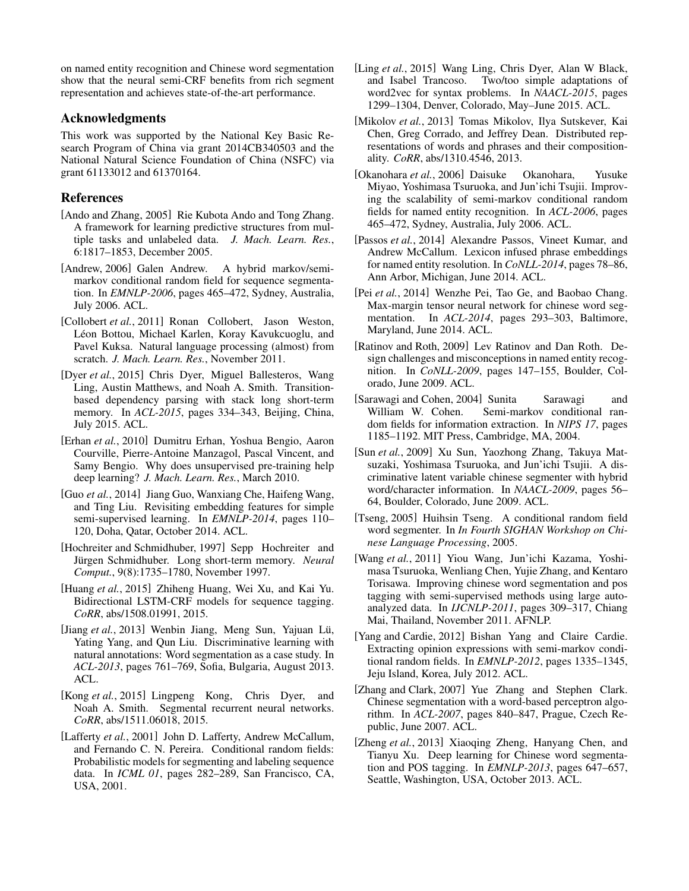on named entity recognition and Chinese word segmentation show that the neural semi-CRF benefits from rich segment representation and achieves state-of-the-art performance.

## Acknowledgments

This work was supported by the National Key Basic Research Program of China via grant 2014CB340503 and the National Natural Science Foundation of China (NSFC) via grant 61133012 and 61370164.

## References

[Ando and Zhang, 2005] Rie Kubota Ando and Tong Zhang. A framework for learning predictive structures from multiple tasks and unlabeled data. *J. Mach. Learn. Res.*, 6:1817–1853, December 2005.

[Andrew, 2006] Galen Andrew. A hybrid markov/semi-markov conditional random field for sequence segmentation. In *EMNLP-2006*, pages 465–472, Sydney, Australia, July 2006. ACL.

[Collobert *et al.*, 2011] Ronan Collobert, Jason Weston, Léon Bottou, Michael Karlen, Koray Kavukcuoglu, and Pavel Kuksa. Natural language processing (almost) from scratch. *J. Mach. Learn. Res.*, November 2011.

[Dyer *et al.*, 2015] Chris Dyer, Miguel Ballesteros, Wang Ling, Austin Matthews, and Noah A. Smith. Transition-based dependency parsing with stack long short-term memory. In *ACL-2015*, pages 334–343, Beijing, China, July 2015. ACL.

[Erhan *et al.*, 2010] Dumitru Erhan, Yoshua Bengio, Aaron Courville, Pierre-Antoine Manzagol, Pascal Vincent, and Samy Bengio. Why does unsupervised pre-training help deep learning? *J. Mach. Learn. Res.*, March 2010.

[Guo *et al.*, 2014] Jiang Guo, Wanxiang Che, Haifeng Wang, and Ting Liu. Revisiting embedding features for simple semi-supervised learning. In *EMNLP-2014*, pages 110–120, Doha, Qatar, October 2014. ACL.

[Hochreiter and Schmidhuber, 1997] Sepp Hochreiter and Jürgen Schmidhuber. Long short-term memory. *Neural Comput.*, 9(8):1735–1780, November 1997.

[Huang *et al.*, 2015] Zhiheng Huang, Wei Xu, and Kai Yu. Bidirectional LSTM-CRF models for sequence tagging. *CoRR*, abs/1508.01991, 2015.

[Jiang *et al.*, 2013] Wenbin Jiang, Meng Sun, Yajuan Lü, Yating Yang, and Qun Liu. Discriminative learning with natural annotations: Word segmentation as a case study. In *ACL-2013*, pages 761–769, Sofia, Bulgaria, August 2013. ACL.

[Kong *et al.*, 2015] Lingpeng Kong, Chris Dyer, and Noah A. Smith. Segmental recurrent neural networks. *CoRR*, abs/1511.06018, 2015.

[Lafferty *et al.*, 2001] John D. Lafferty, Andrew McCallum, and Fernando C. N. Pereira. Conditional random fields: Probabilistic models for segmenting and labeling sequence data. In *ICML 01*, pages 282–289, San Francisco, CA, USA, 2001.

[Ling *et al.*, 2015] Wang Ling, Chris Dyer, Alan W Black, and Isabel Trancoso. Two/too simple adaptations of word2vec for syntax problems. In *NAACL-2015*, pages 1299–1304, Denver, Colorado, May–June 2015. ACL.

[Mikolov *et al.*, 2013] Tomas Mikolov, Ilya Sutskever, Kai Chen, Greg Corrado, and Jeffrey Dean. Distributed representations of words and phrases and their compositionality. *CoRR*, abs/1310.4546, 2013.

[Okanohara *et al.*, 2006] Daisuke Okanohara, Yusuke Miyao, Yoshimasa Tsuruoka, and Jun'ichi Tsujii. Improving the scalability of semi-markov conditional random fields for named entity recognition. In *ACL-2006*, pages 465–472, Sydney, Australia, July 2006. ACL.

[Passos *et al.*, 2014] Alexandre Passos, Vineet Kumar, and Andrew McCallum. Lexicon infused phrase embeddings for named entity resolution. In *CoNLL-2014*, pages 78–86, Ann Arbor, Michigan, June 2014. ACL.

[Pei *et al.*, 2014] Wenzhe Pei, Tao Ge, and Baobao Chang. Max-margin tensor neural network for chinese word segmentation. In *ACL-2014*, pages 293–303, Baltimore, Maryland, June 2014. ACL.

[Ratinov and Roth, 2009] Lev Ratinov and Dan Roth. Design challenges and misconceptions in named entity recognition. In *CoNLL-2009*, pages 147–155, Boulder, Colorado, June 2009. ACL.

[Sarawagi and Cohen, 2004] Sunita Sarawagi and William W. Cohen. Semi-markov conditional random fields for information extraction. In *NIPS 17*, pages 1185–1192. MIT Press, Cambridge, MA, 2004.

[Sun *et al.*, 2009] Xu Sun, Yaozhong Zhang, Takuya Matsuzaki, Yoshimasa Tsuruoka, and Jun'ichi Tsujii. A discriminative latent variable chinese segmenter with hybrid word/character information. In *NAACL-2009*, pages 56–64, Boulder, Colorado, June 2009. ACL.

[Tseng, 2005] Huihsin Tseng. A conditional random field word segmenter. In *In Fourth SIGHAN Workshop on Chinese Language Processing*, 2005.

[Wang *et al.*, 2011] Yiou Wang, Jun'ichi Kazama, Yoshimasa Tsuruoka, Wenliang Chen, Yujie Zhang, and Kentaro Torisawa. Improving chinese word segmentation and pos tagging with semi-supervised methods using large auto-analyzed data. In *IJCNLP-2011*, pages 309–317, Chiang Mai, Thailand, November 2011. AFNLP.

[Yang and Cardie, 2012] Bishan Yang and Claire Cardie. Extracting opinion expressions with semi-markov conditional random fields. In *EMNLP-2012*, pages 1335–1345, Jeju Island, Korea, July 2012. ACL.

[Zhang and Clark, 2007] Yue Zhang and Stephen Clark. Chinese segmentation with a word-based perceptron algorithm. In *ACL-2007*, pages 840–847, Prague, Czech Republic, June 2007. ACL.

[Zheng *et al.*, 2013] Xiaoqing Zheng, Hanyang Chen, and Tianyu Xu. Deep learning for Chinese word segmentation and POS tagging. In *EMNLP-2013*, pages 647–657, Seattle, Washington, USA, October 2013. ACL.